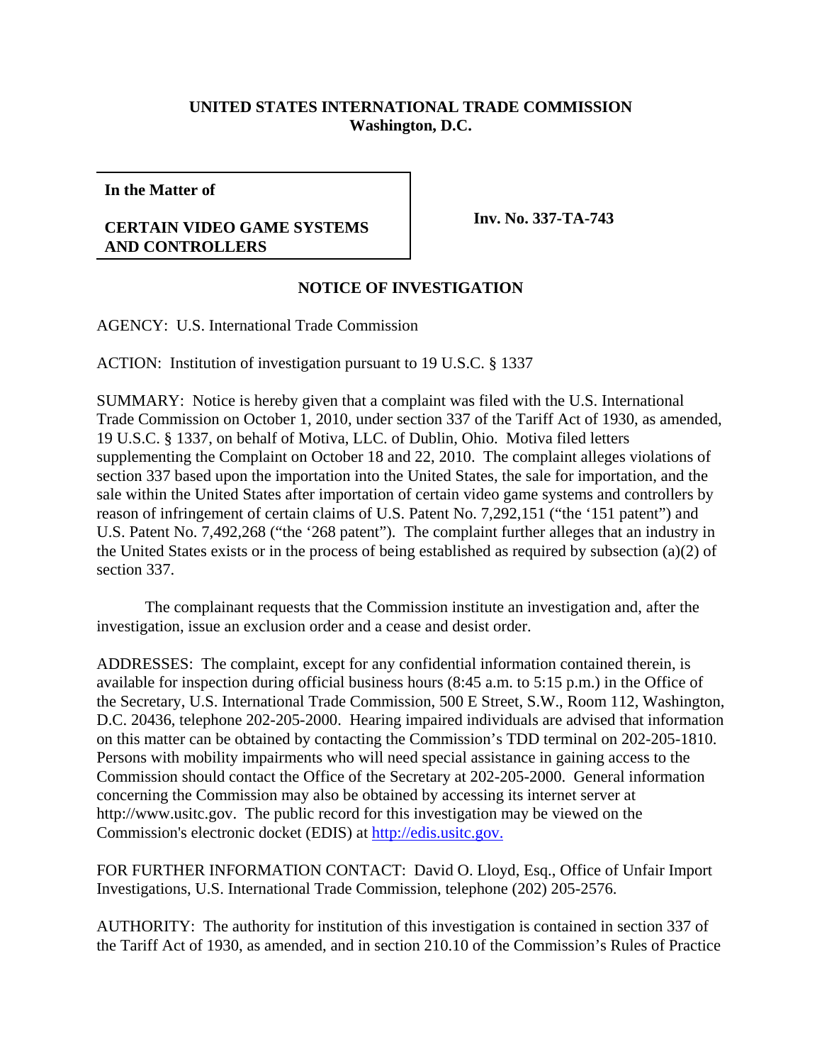**UNITED STATES INTERNATIONAL TRADE COMMISSION**
**Washington, D.C.**

| In the Matter of<br><br>**CERTAIN VIDEO GAME SYSTEMS AND CONTROLLERS** | **Inv. No. 337-TA-743** |
|---|---|

## NOTICE OF INVESTIGATION

AGENCY: U.S. International Trade Commission

ACTION: Institution of investigation pursuant to 19 U.S.C. § 1337

SUMMARY: Notice is hereby given that a complaint was filed with the U.S. International Trade Commission on October 1, 2010, under section 337 of the Tariff Act of 1930, as amended, 19 U.S.C. § 1337, on behalf of Motiva, LLC. of Dublin, Ohio. Motiva filed letters supplementing the Complaint on October 18 and 22, 2010. The complaint alleges violations of section 337 based upon the importation into the United States, the sale for importation, and the sale within the United States after importation of certain video game systems and controllers by reason of infringement of certain claims of U.S. Patent No. 7,292,151 ("the '151 patent") and U.S. Patent No. 7,492,268 ("the '268 patent"). The complaint further alleges that an industry in the United States exists or in the process of being established as required by subsection (a)(2) of section 337.

The complainant requests that the Commission institute an investigation and, after the investigation, issue an exclusion order and a cease and desist order.

ADDRESSES: The complaint, except for any confidential information contained therein, is available for inspection during official business hours (8:45 a.m. to 5:15 p.m.) in the Office of the Secretary, U.S. International Trade Commission, 500 E Street, S.W., Room 112, Washington, D.C. 20436, telephone 202-205-2000. Hearing impaired individuals are advised that information on this matter can be obtained by contacting the Commission's TDD terminal on 202-205-1810. Persons with mobility impairments who will need special assistance in gaining access to the Commission should contact the Office of the Secretary at 202-205-2000. General information concerning the Commission may also be obtained by accessing its internet server at http://www.usitc.gov. The public record for this investigation may be viewed on the Commission's electronic docket (EDIS) at http://edis.usitc.gov.

FOR FURTHER INFORMATION CONTACT: David O. Lloyd, Esq., Office of Unfair Import Investigations, U.S. International Trade Commission, telephone (202) 205-2576.

AUTHORITY: The authority for institution of this investigation is contained in section 337 of the Tariff Act of 1930, as amended, and in section 210.10 of the Commission's Rules of Practice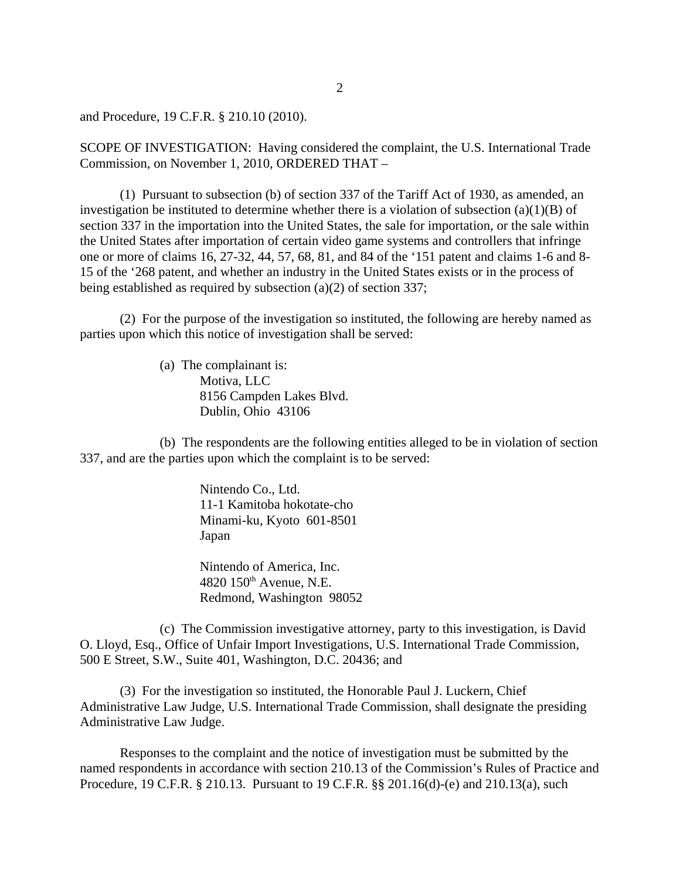and Procedure, 19 C.F.R. § 210.10 (2010).

SCOPE OF INVESTIGATION: Having considered the complaint, the U.S. International Trade Commission, on November 1, 2010, ORDERED THAT –

(1) Pursuant to subsection (b) of section 337 of the Tariff Act of 1930, as amended, an investigation be instituted to determine whether there is a violation of subsection (a)(1)(B) of section 337 in the importation into the United States, the sale for importation, or the sale within the United States after importation of certain video game systems and controllers that infringe one or more of claims 16, 27-32, 44, 57, 68, 81, and 84 of the '151 patent and claims 1-6 and 8-15 of the '268 patent, and whether an industry in the United States exists or in the process of being established as required by subsection (a)(2) of section 337;

(2) For the purpose of the investigation so instituted, the following are hereby named as parties upon which this notice of investigation shall be served:

(a) The complainant is:
Motiva, LLC
8156 Campden Lakes Blvd.
Dublin, Ohio 43106

(b) The respondents are the following entities alleged to be in violation of section 337, and are the parties upon which the complaint is to be served:

Nintendo Co., Ltd.
11-1 Kamitoba hokotate-cho
Minami-ku, Kyoto 601-8501
Japan

Nintendo of America, Inc.
4820 150th Avenue, N.E.
Redmond, Washington 98052

(c) The Commission investigative attorney, party to this investigation, is David O. Lloyd, Esq., Office of Unfair Import Investigations, U.S. International Trade Commission, 500 E Street, S.W., Suite 401, Washington, D.C. 20436; and

(3) For the investigation so instituted, the Honorable Paul J. Luckern, Chief Administrative Law Judge, U.S. International Trade Commission, shall designate the presiding Administrative Law Judge.

Responses to the complaint and the notice of investigation must be submitted by the named respondents in accordance with section 210.13 of the Commission's Rules of Practice and Procedure, 19 C.F.R. § 210.13. Pursuant to 19 C.F.R. §§ 201.16(d)-(e) and 210.13(a), such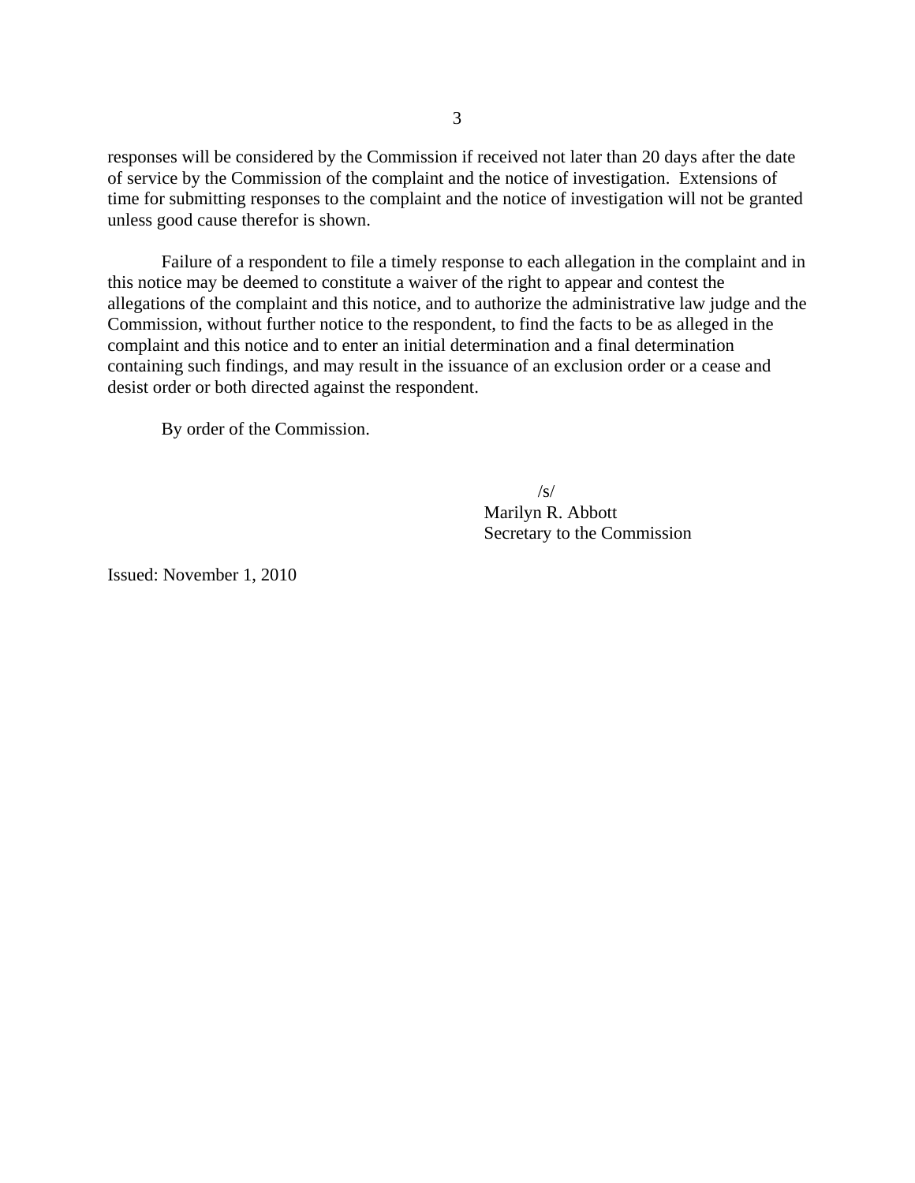responses will be considered by the Commission if received not later than 20 days after the date of service by the Commission of the complaint and the notice of investigation. Extensions of time for submitting responses to the complaint and the notice of investigation will not be granted unless good cause therefor is shown.

Failure of a respondent to file a timely response to each allegation in the complaint and in this notice may be deemed to constitute a waiver of the right to appear and contest the allegations of the complaint and this notice, and to authorize the administrative law judge and the Commission, without further notice to the respondent, to find the facts to be as alleged in the complaint and this notice and to enter an initial determination and a final determination containing such findings, and may result in the issuance of an exclusion order or a cease and desist order or both directed against the respondent.

By order of the Commission.

/s/
Marilyn R. Abbott
Secretary to the Commission

Issued: November 1, 2010